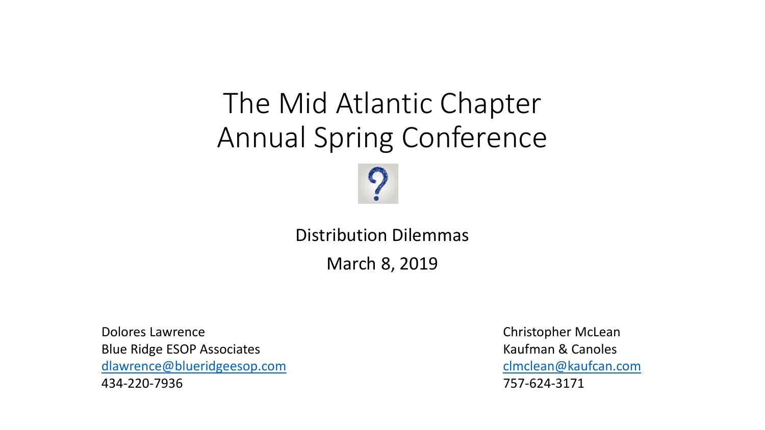# The Mid Atlantic Chapter Annual Spring Conference

Distribution Dilemmas

March 8, 2019

Dolores Lawrence
Blue Ridge ESOP Associates
dlawrence@blueridgeesop.com
434-220-7936

Christopher McLean
Kaufman & Canoles
clmclean@kaufcan.com
757-624-3171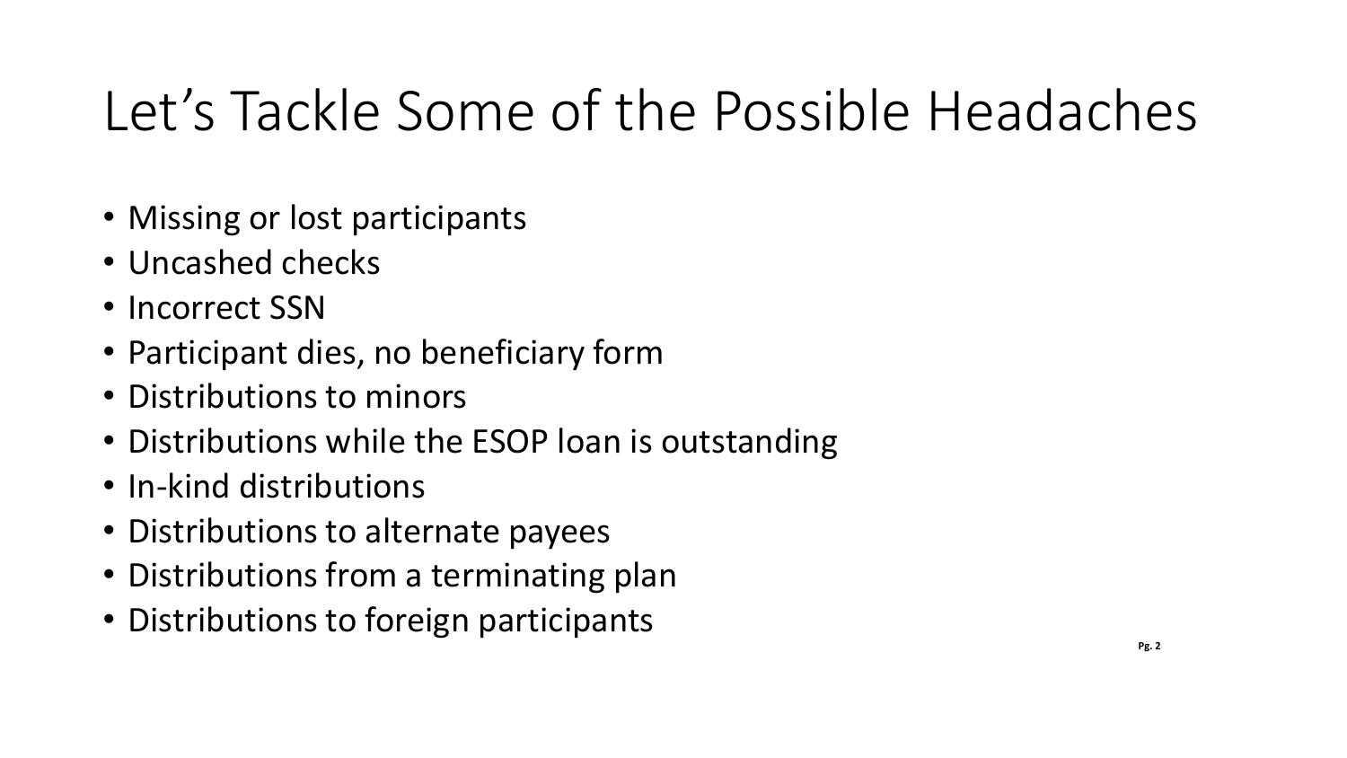# Let's Tackle Some of the Possible Headaches

- Missing or lost participants
- Uncashed checks
- Incorrect SSN
- Participant dies, no beneficiary form
- Distributions to minors
- Distributions while the ESOP loan is outstanding
- In-kind distributions
- Distributions to alternate payees
- Distributions from a terminating plan
- Distributions to foreign participants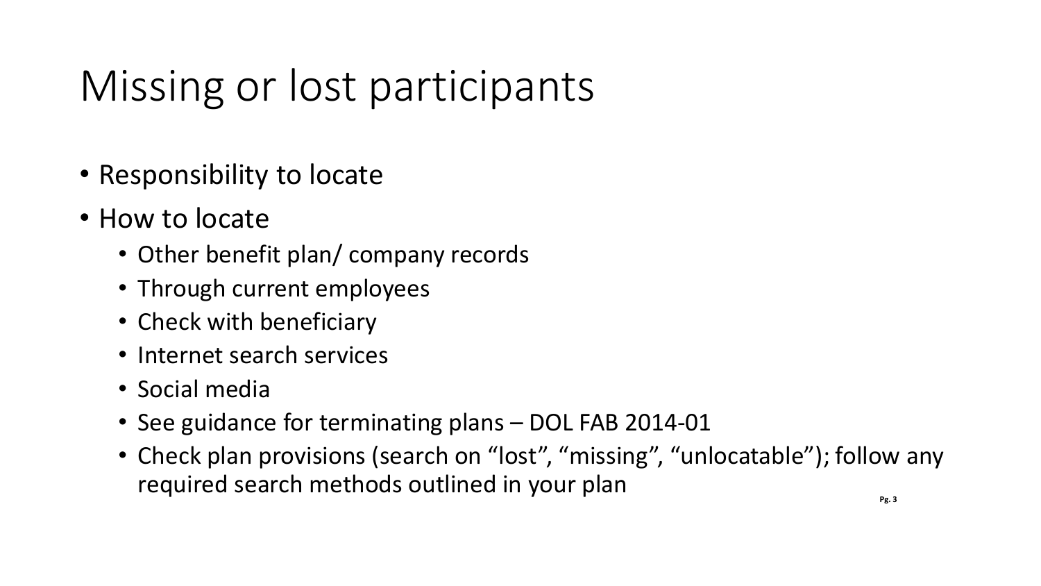# Missing or lost participants

- Responsibility to locate
- How to locate
  - Other benefit plan/ company records
  - Through current employees
  - Check with beneficiary
  - Internet search services
  - Social media
  - See guidance for terminating plans – DOL FAB 2014-01
  - Check plan provisions (search on "lost", "missing", "unlocatable"); follow any required search methods outlined in your plan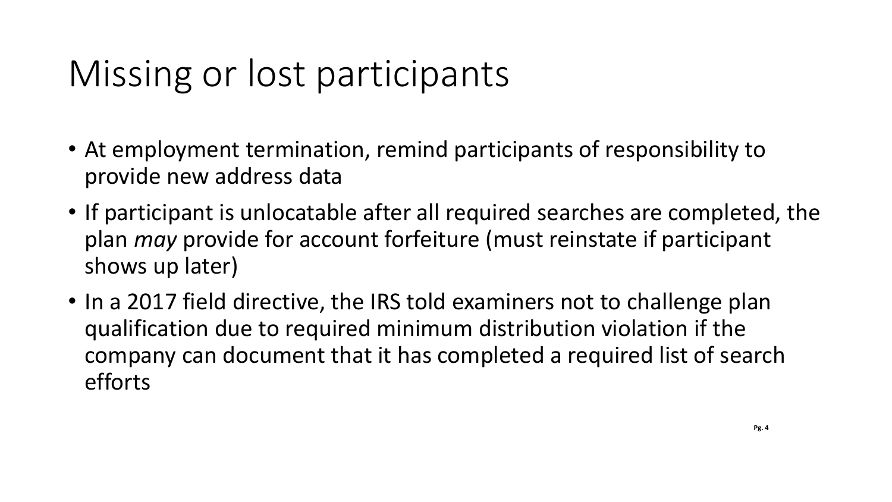# Missing or lost participants

- At employment termination, remind participants of responsibility to provide new address data
- If participant is unlocatable after all required searches are completed, the plan *may* provide for account forfeiture (must reinstate if participant shows up later)
- In a 2017 field directive, the IRS told examiners not to challenge plan qualification due to required minimum distribution violation if the company can document that it has completed a required list of search efforts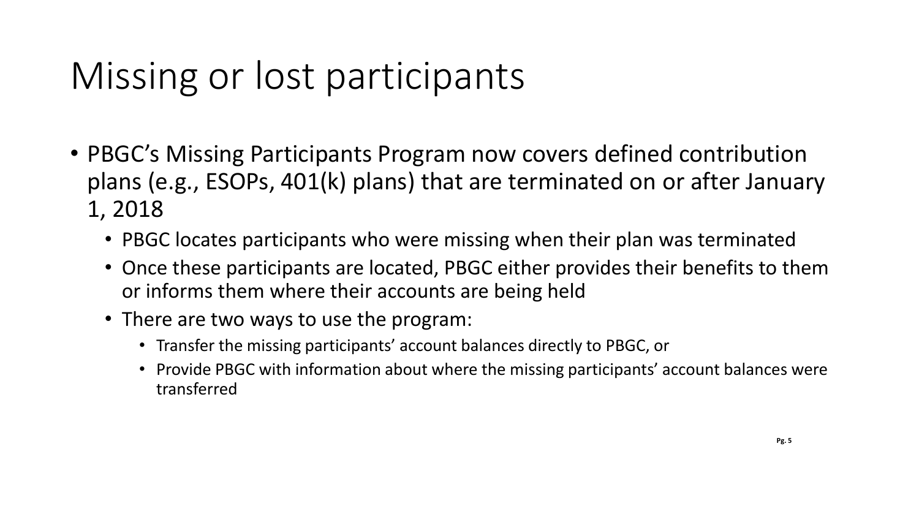# Missing or lost participants

- PBGC's Missing Participants Program now covers defined contribution plans (e.g., ESOPs, 401(k) plans) that are terminated on or after January 1, 2018
  - PBGC locates participants who were missing when their plan was terminated
  - Once these participants are located, PBGC either provides their benefits to them or informs them where their accounts are being held
  - There are two ways to use the program:
    - Transfer the missing participants' account balances directly to PBGC, or
    - Provide PBGC with information about where the missing participants' account balances were transferred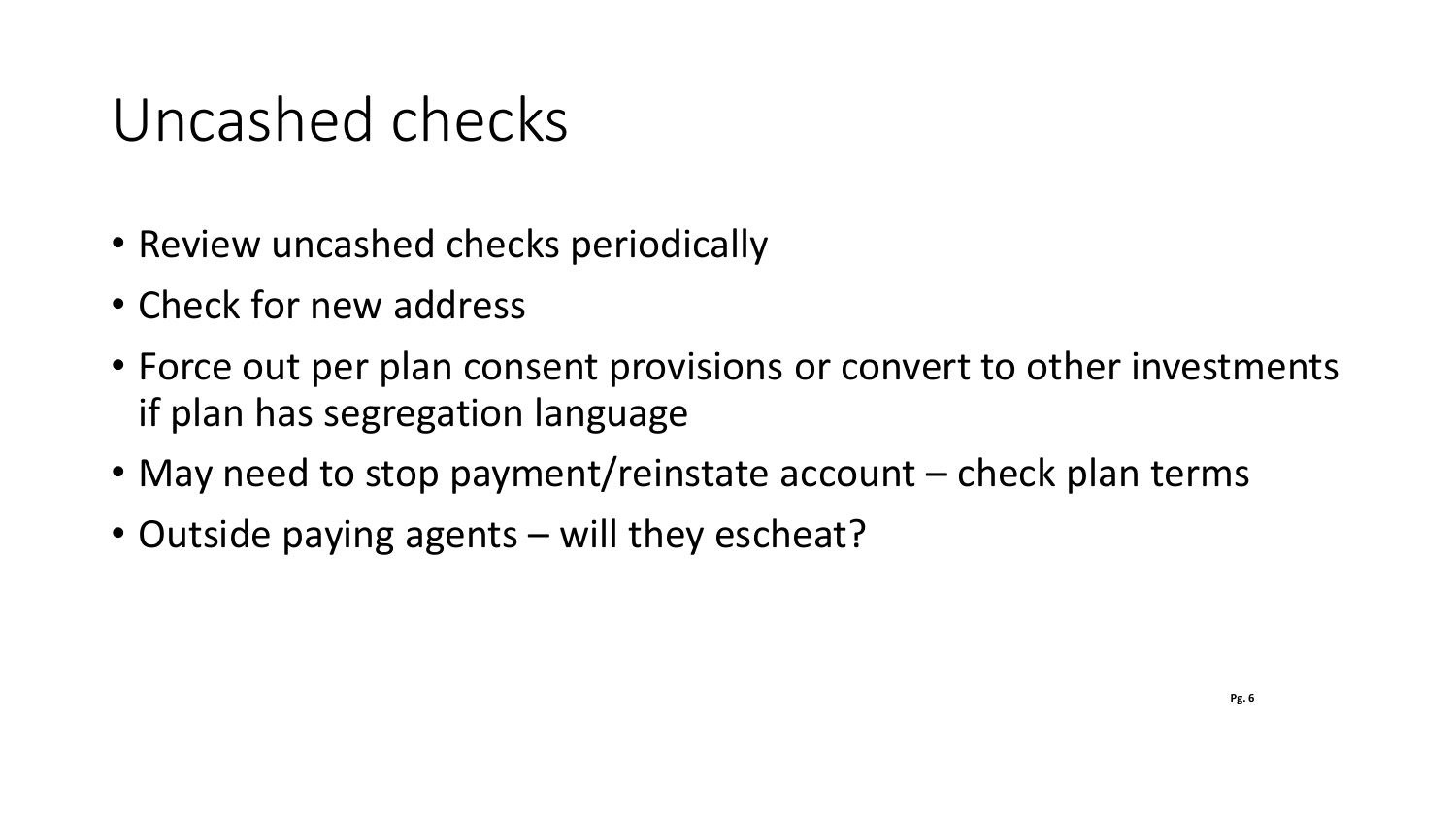# Uncashed checks

- Review uncashed checks periodically
- Check for new address
- Force out per plan consent provisions or convert to other investments if plan has segregation language
- May need to stop payment/reinstate account – check plan terms
- Outside paying agents – will they escheat?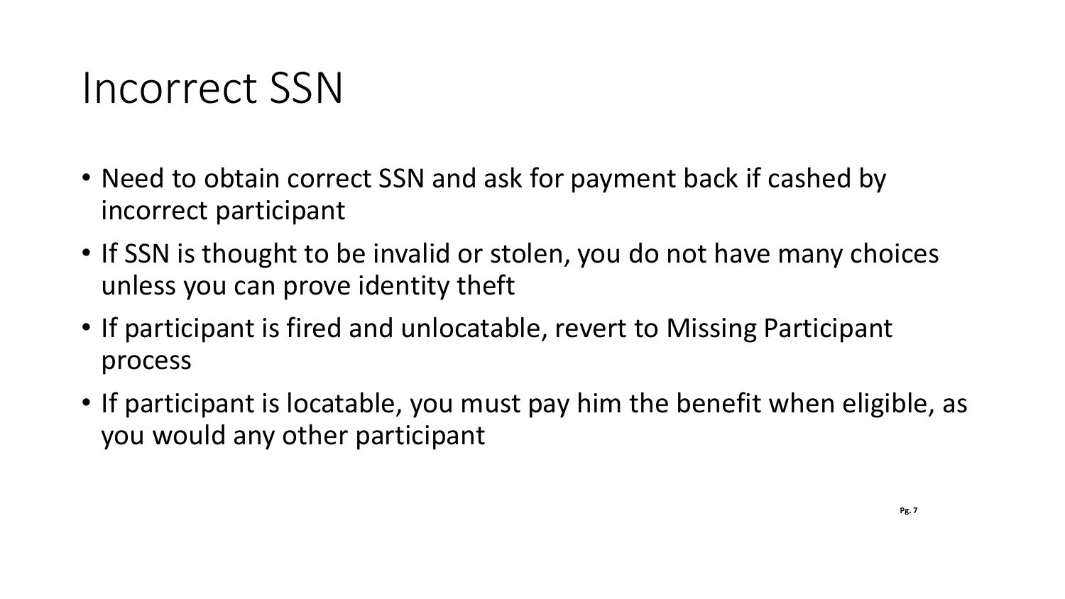# Incorrect SSN

- Need to obtain correct SSN and ask for payment back if cashed by incorrect participant
- If SSN is thought to be invalid or stolen, you do not have many choices unless you can prove identity theft
- If participant is fired and unlocatable, revert to Missing Participant process
- If participant is locatable, you must pay him the benefit when eligible, as you would any other participant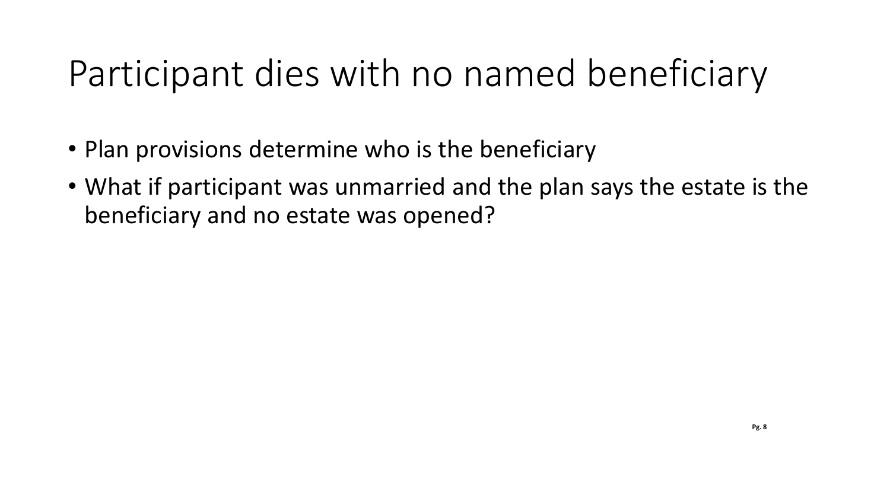# Participant dies with no named beneficiary

- Plan provisions determine who is the beneficiary
- What if participant was unmarried and the plan says the estate is the beneficiary and no estate was opened?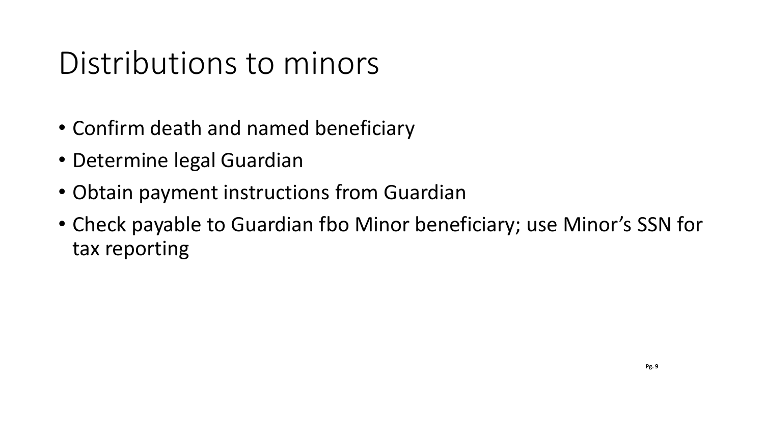# Distributions to minors

- Confirm death and named beneficiary
- Determine legal Guardian
- Obtain payment instructions from Guardian
- Check payable to Guardian fbo Minor beneficiary; use Minor's SSN for tax reporting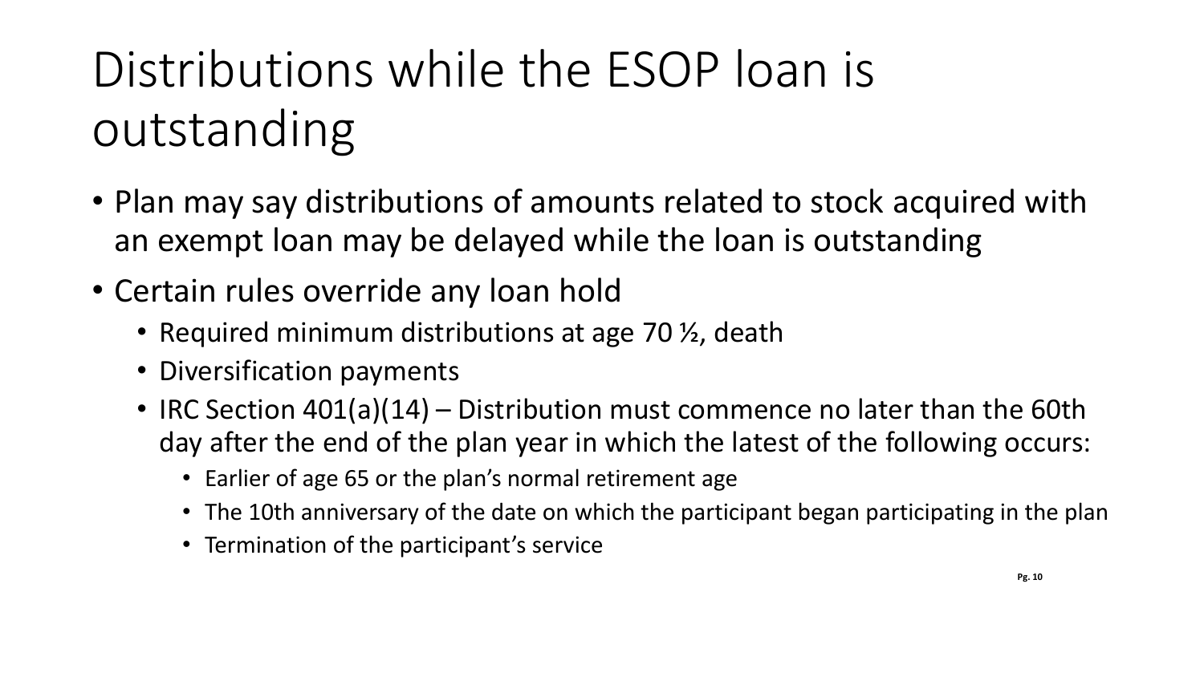# Distributions while the ESOP loan is outstanding

- Plan may say distributions of amounts related to stock acquired with an exempt loan may be delayed while the loan is outstanding
- Certain rules override any loan hold
  - Required minimum distributions at age 70 ½, death
  - Diversification payments
  - IRC Section 401(a)(14) – Distribution must commence no later than the 60th day after the end of the plan year in which the latest of the following occurs:
    - Earlier of age 65 or the plan's normal retirement age
    - The 10th anniversary of the date on which the participant began participating in the plan
    - Termination of the participant's service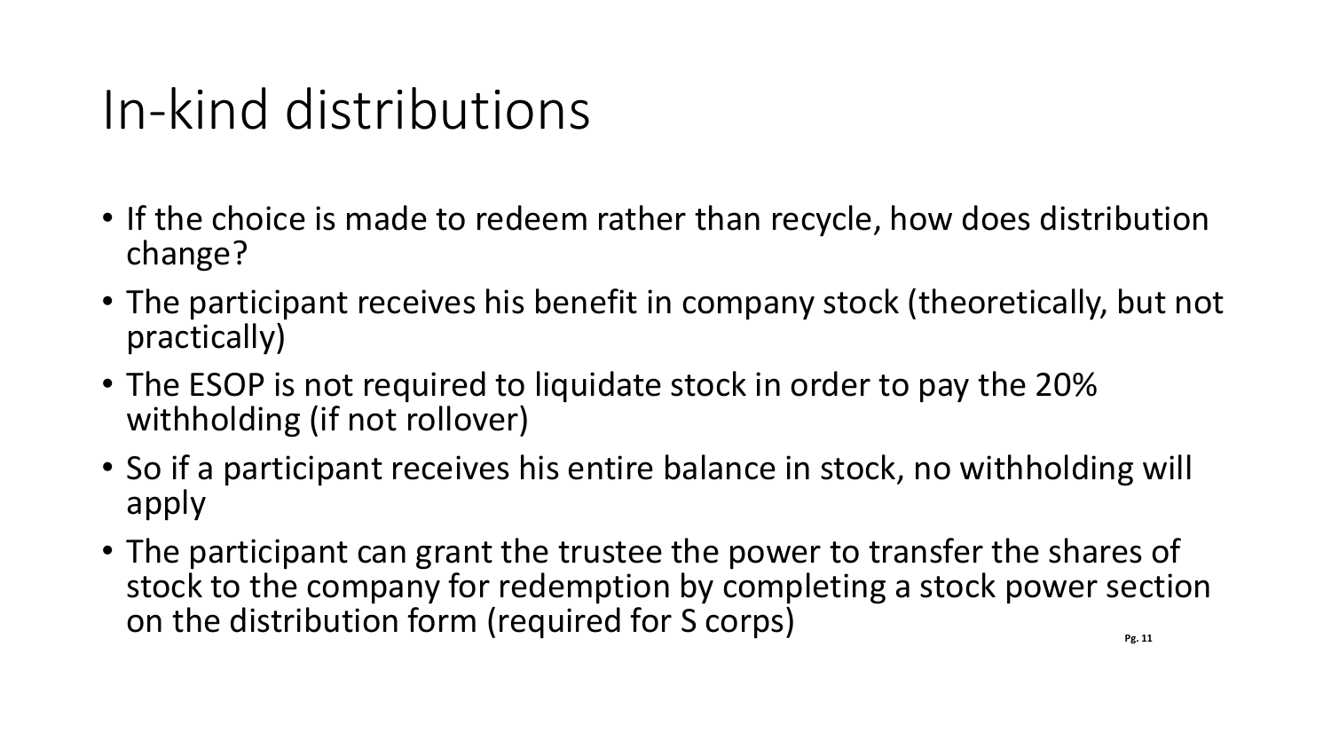# In-kind distributions

- If the choice is made to redeem rather than recycle, how does distribution change?
- The participant receives his benefit in company stock (theoretically, but not practically)
- The ESOP is not required to liquidate stock in order to pay the 20% withholding (if not rollover)
- So if a participant receives his entire balance in stock, no withholding will apply
- The participant can grant the trustee the power to transfer the shares of stock to the company for redemption by completing a stock power section on the distribution form (required for S corps)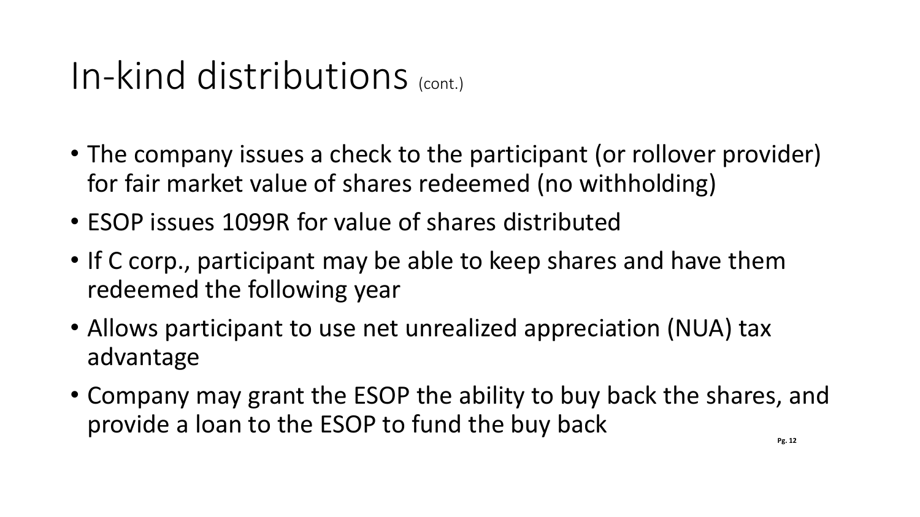# In-kind distributions (cont.)

- The company issues a check to the participant (or rollover provider) for fair market value of shares redeemed (no withholding)
- ESOP issues 1099R for value of shares distributed
- If C corp., participant may be able to keep shares and have them redeemed the following year
- Allows participant to use net unrealized appreciation (NUA) tax advantage
- Company may grant the ESOP the ability to buy back the shares, and provide a loan to the ESOP to fund the buy back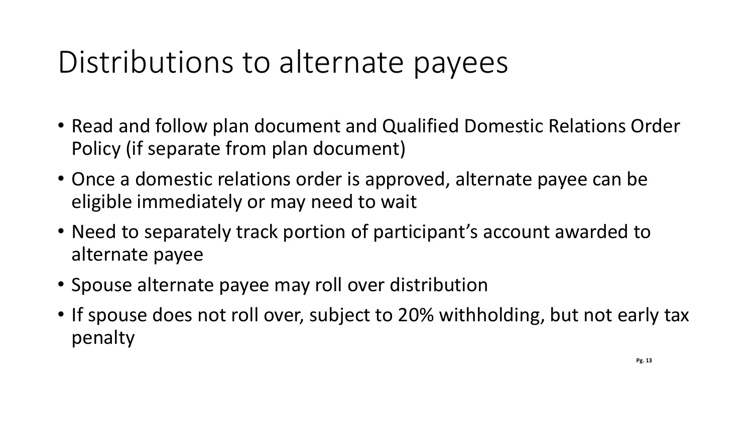# Distributions to alternate payees

- Read and follow plan document and Qualified Domestic Relations Order Policy (if separate from plan document)
- Once a domestic relations order is approved, alternate payee can be eligible immediately or may need to wait
- Need to separately track portion of participant's account awarded to alternate payee
- Spouse alternate payee may roll over distribution
- If spouse does not roll over, subject to 20% withholding, but not early tax penalty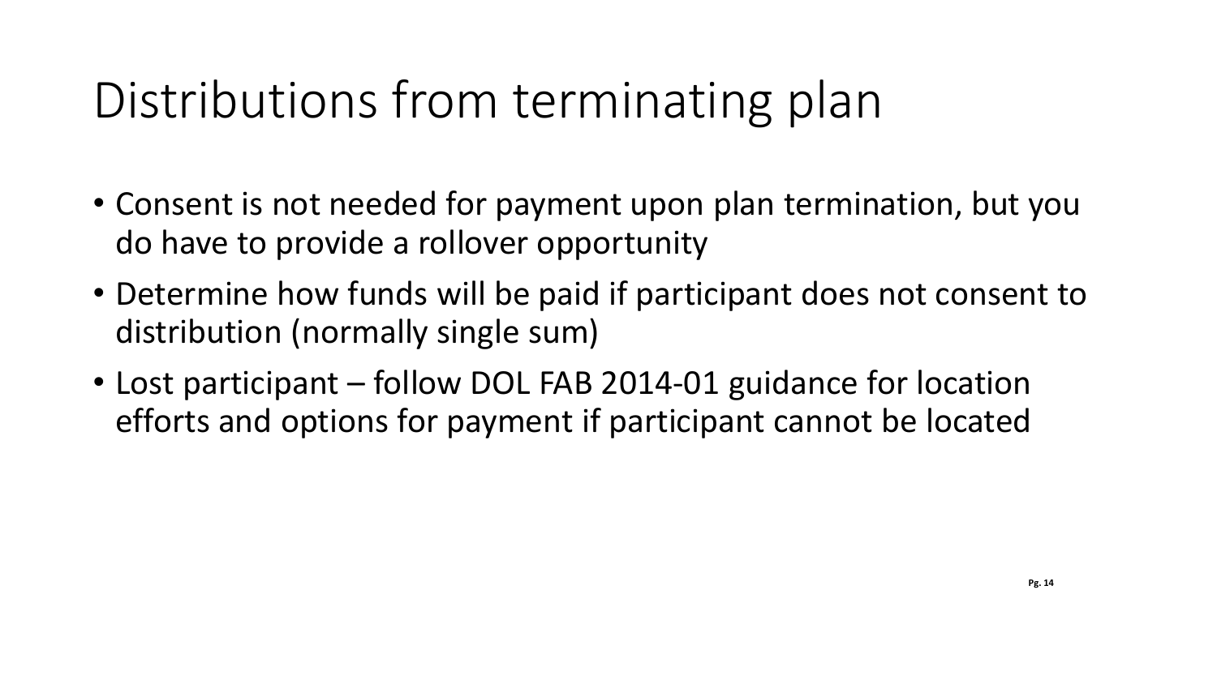# Distributions from terminating plan

- Consent is not needed for payment upon plan termination, but you do have to provide a rollover opportunity
- Determine how funds will be paid if participant does not consent to distribution (normally single sum)
- Lost participant – follow DOL FAB 2014-01 guidance for location efforts and options for payment if participant cannot be located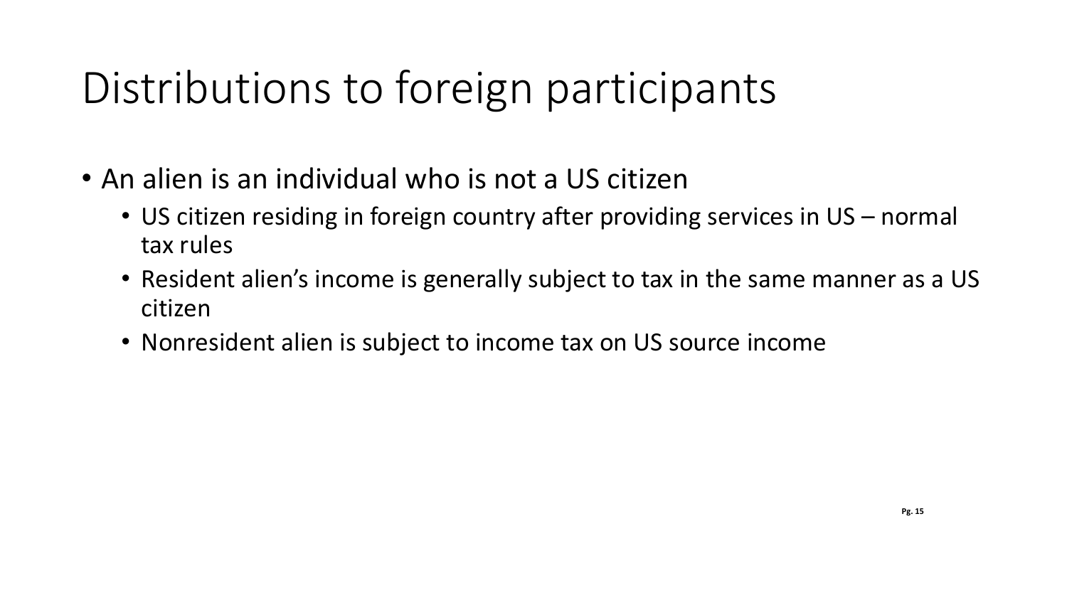# Distributions to foreign participants

- An alien is an individual who is not a US citizen
  - US citizen residing in foreign country after providing services in US – normal tax rules
  - Resident alien's income is generally subject to tax in the same manner as a US citizen
  - Nonresident alien is subject to income tax on US source income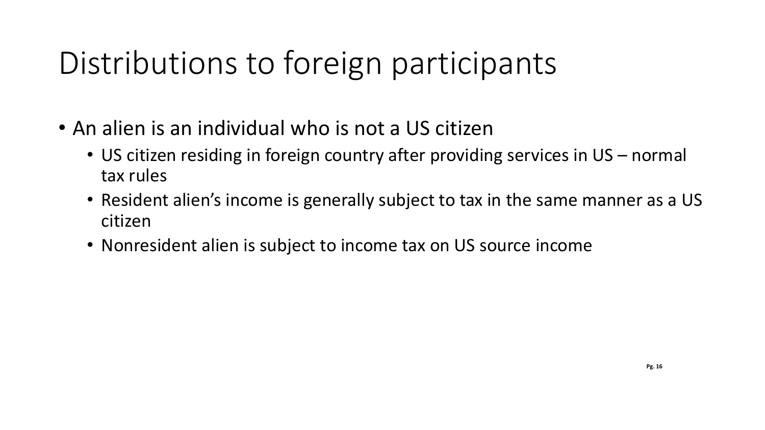# Distributions to foreign participants

- An alien is an individual who is not a US citizen
  - US citizen residing in foreign country after providing services in US – normal tax rules
  - Resident alien's income is generally subject to tax in the same manner as a US citizen
  - Nonresident alien is subject to income tax on US source income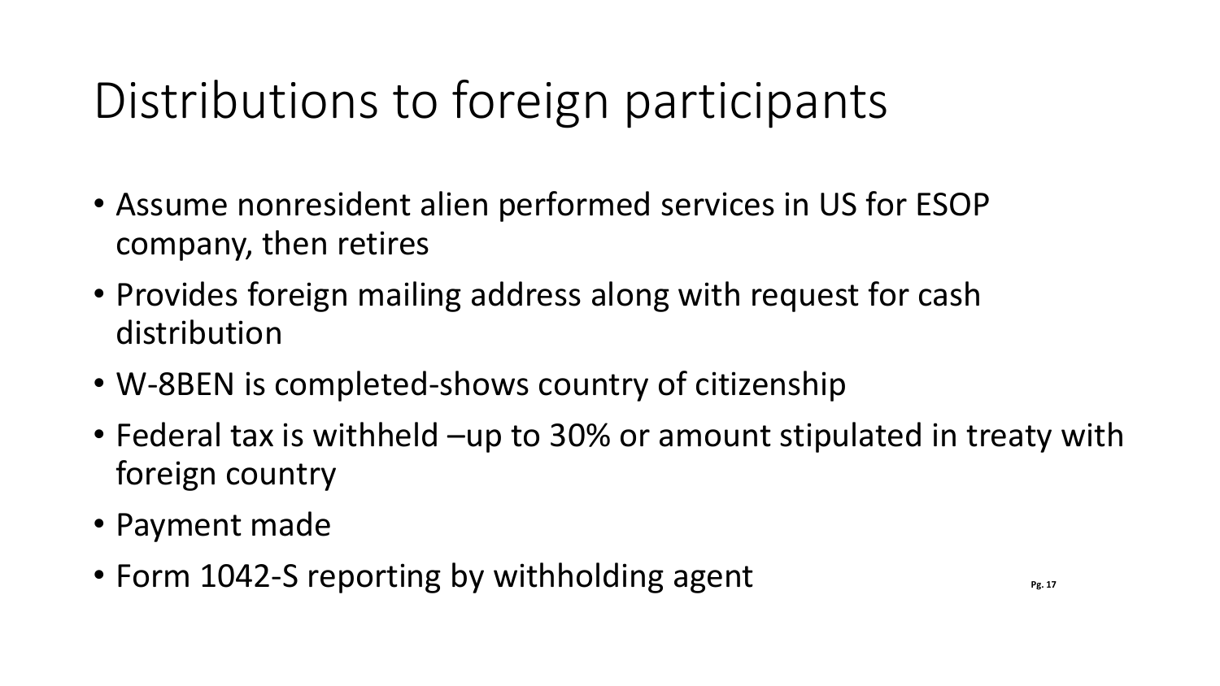# Distributions to foreign participants

- Assume nonresident alien performed services in US for ESOP company, then retires
- Provides foreign mailing address along with request for cash distribution
- W-8BEN is completed-shows country of citizenship
- Federal tax is withheld –up to 30% or amount stipulated in treaty with foreign country
- Payment made
- Form 1042-S reporting by withholding agent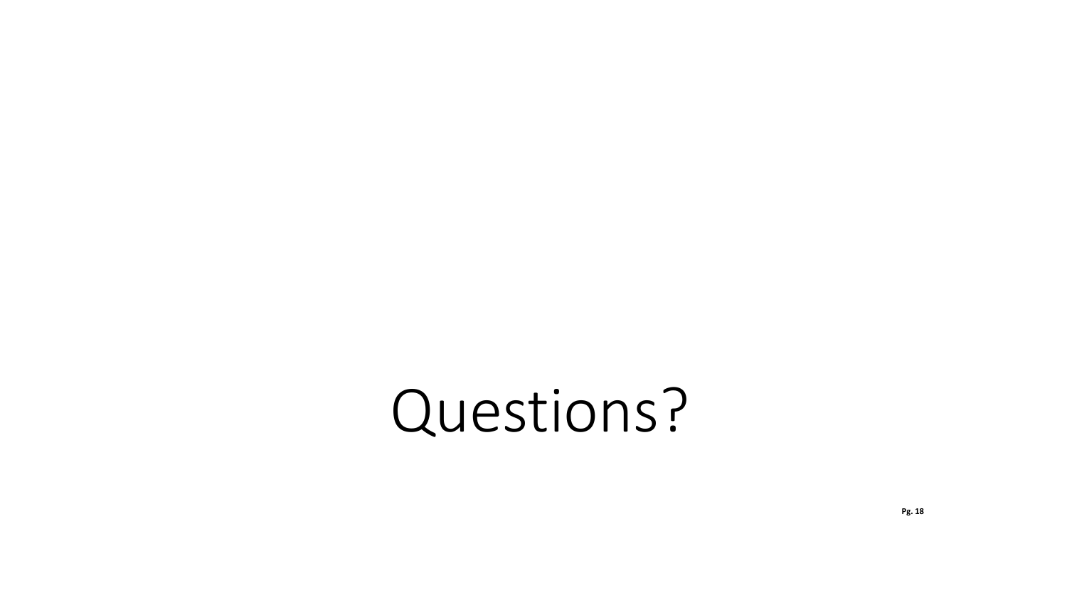# Questions?